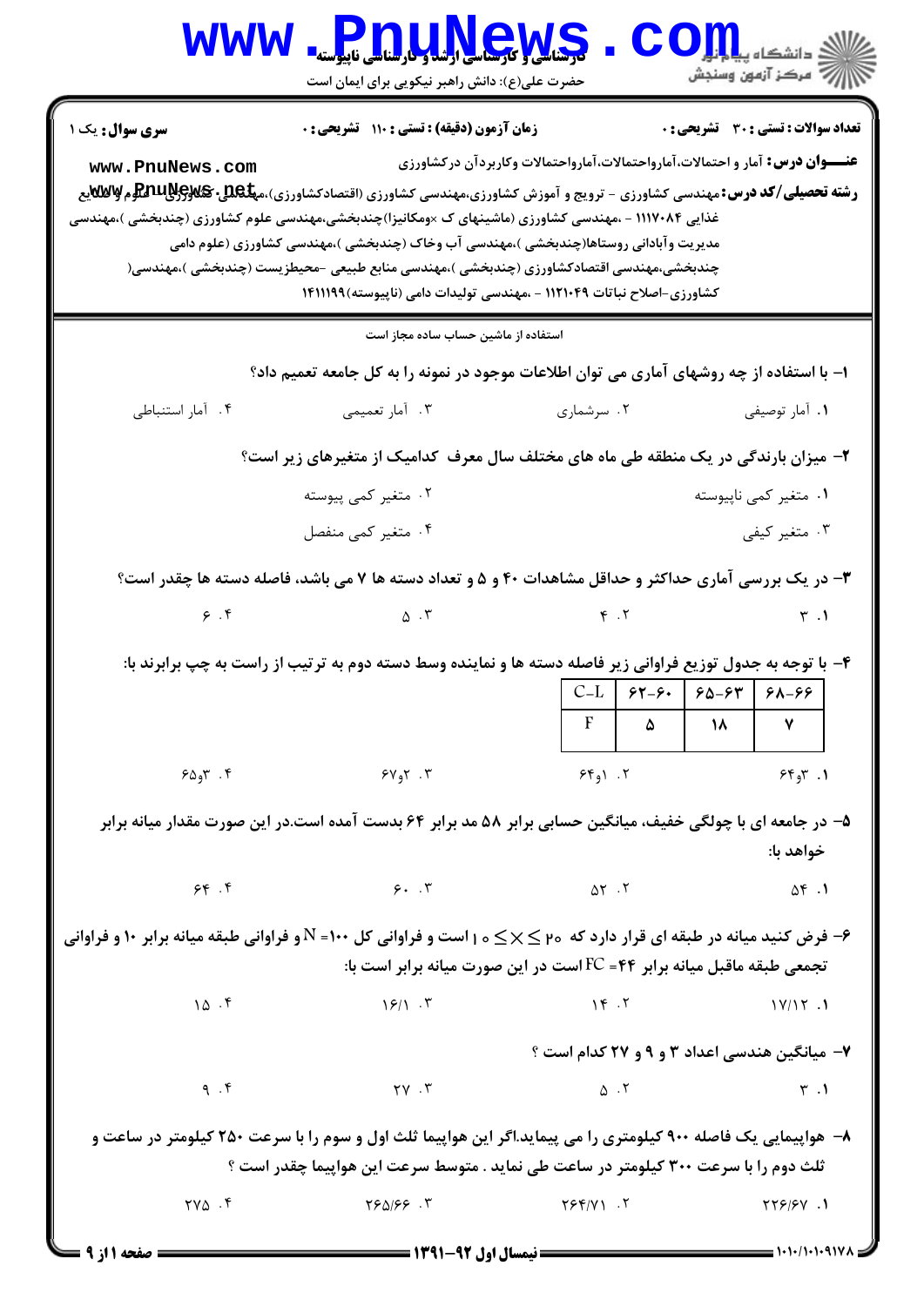**سری سوال:** یک ۱

**زمان آزمون (دقیقه) : تستی : ۱۱۰ تشریحی : ۰**

**تعداد سوالات : تستی : ۳۰ تشریحی : ۰**

**عنـــوان درس:** آمار و احتمالات،آمارواحتمالات،آمارواحتمالات وکاربردآن درکشاورزی

**رشته تحصیلی/کد درس:** مهندسی کشاورزی - ترویج و آموزش کشاورزی،مهندسی کشاورزی (اقتصادکشاورزی)،مهندسی کشاورزی علوم و صنایع غذایی ۱۱۱۷۰۸۴ - ،مهندسی کشاورزی (ماشینهای ک ×ومکانیزا)چندبخشی،مهندسی علوم کشاورزی (چندبخشی )،مهندسی مدیریت وآبادانی روستاها(چندبخشی )،مهندسی آب وخاک (چندبخشی )،مهندسی کشاورزی (علوم دامی چندبخشی،مهندسی اقتصادکشاورزی (چندبخشی )،مهندسی منابع طبیعی -محیطزیست (چندبخشی )،مهندسی( کشاورزی-اصلاح نباتات ۱۱۲۱۰۴۹ - ،مهندسی تولیدات دامی (ناپیوسته)۱۴۱۱۱۹۹

استفاده از ماشین حساب ساده مجاز است

۱- با استفاده از چه روشهای آماری می توان اطلاعات موجود در نمونه را به کل جامعه تعمیم داد؟

۱. آمار توصیفی
۲. سرشماری
۳. آمار تعمیمی
۴. آمار استنباطی

۲- میزان بارندگی در یک منطقه طی ماه های مختلف سال معرف کدامیک از متغیرهای زیر است؟

۱. متغیر کمی ناپیوسته
۲. متغیر کمی پیوسته
۳. متغیر کیفی
۴. متغیر کمی منفصل

۳- در یک بررسی آماری حداکثر و حداقل مشاهدات ۴۰ و ۵ و تعداد دسته ها ۷ می باشد، فاصله دسته ها چقدر است؟

۱. ۳
۲. ۴
۳. ۵
۴. ۶

۴- با توجه به جدول توزیع فراوانی زیر فاصله دسته ها و نماینده وسط دسته دوم به ترتیب از راست به چپ برابرند با:

| C-L | ۶۲-۶۰ | ۶۵-۶۳ | ۶۸-۶۶ |
|---|---|---|---|
| F | ۵ | ۱۸ | ۷ |

۱. ۳و۶۴
۲. ۱و۶۴
۳. ۲و۶۷
۴. ۳و۶۵

۵- در جامعه ای با چولگی خفیف، میانگین حسابی برابر ۵۸ مد برابر ۶۴ بدست آمده است.در این صورت مقدار میانه برابر خواهد با:

۱. ۵۴
۲. ۵۲
۳. ۶۰
۴. ۶۴

۶- فرض کنید میانه در طبقه ای قرار دارد که $10 \leq X \leq 20$ است و فراوانی کل $N=100$ و فراوانی طبقه میانه برابر ۱۰ و فراوانی تجمعی طبقه ماقبل میانه برابر $FC=44$ است در این صورت میانه برابر است با:

۱. ۱۷/۱۲
۲. ۱۴
۳. ۱۶/۱
۴. ۱۵

۷- میانگین هندسی اعداد ۳ و ۹ و ۲۷ کدام است ؟

۱. ۳
۲. ۵
۳. ۲۷
۴. ۹

۸- هواپیمایی یک فاصله ۹۰۰ کیلومتری را می پیماید.اگر این هواپیما ثلث اول و سوم را با سرعت ۲۵۰ کیلومتر در ساعت و ثلث دوم را با سرعت ۳۰۰ کیلومتر در ساعت طی نماید . متوسط سرعت این هواپیما چقدر است ؟

۱. ۲۲۶/۶۷
۲. ۲۶۴/۷۱
۳. ۲۶۵/۶۶
۴. ۲۷۵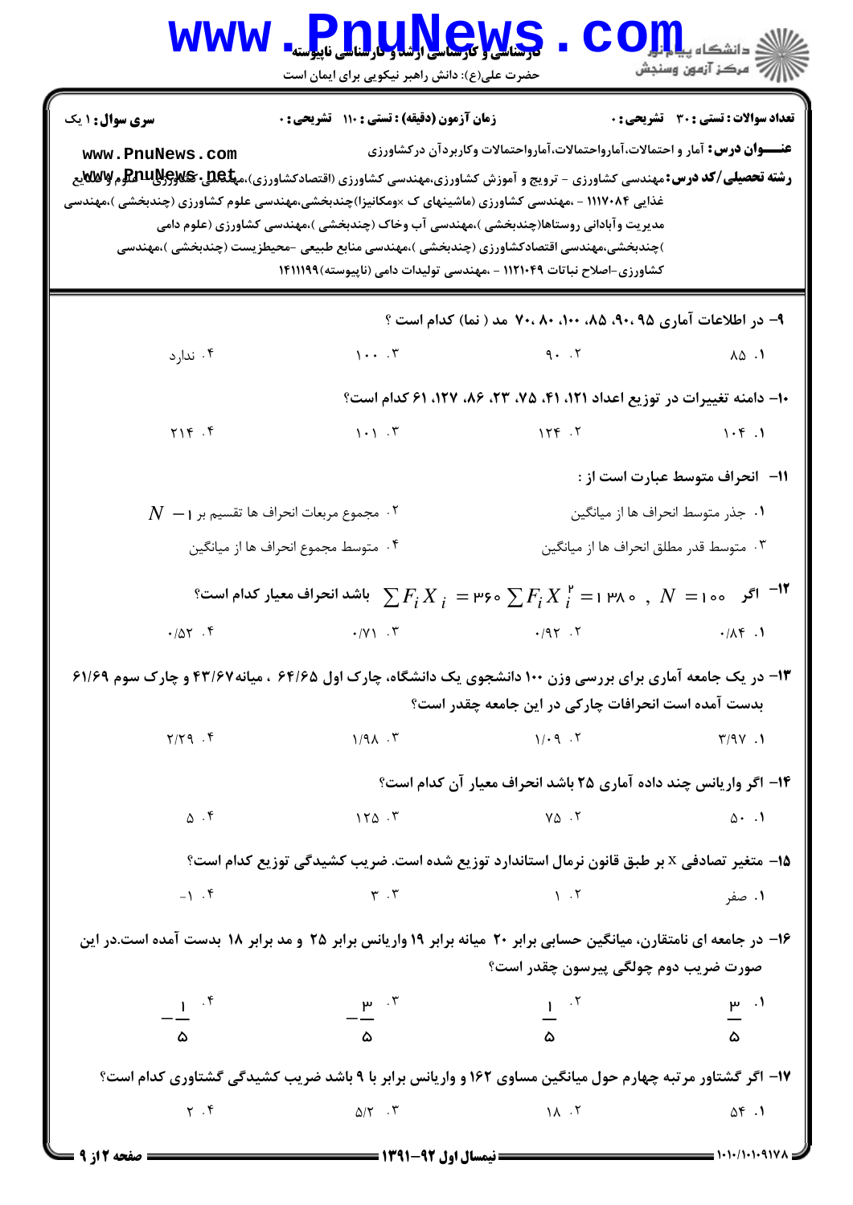**سری سوال:** ۱ یک

**زمان آزمون (دقیقه) : تستی : ۱۱۰ تشریحی : ۰**

**تعداد سوالات : تستی : ۳۰ تشریحی : ۰**

**عنـــوان درس:** آمار و احتمالات، آمارواحتمالات، آمارواحتمالات وکاربردآن درکشاورزی

**رشته تحصیلی/کد درس:** مهندسی کشاورزی - ترویج و آموزش کشاورزی، مهندسی کشاورزی (اقتصادکشاورزی)، مهندسی کشاورزی علوم و صنایع غذایی ۱۱۱۷۰۸۴ - ،مهندسی کشاورزی (ماشینهای ک ×ومکانیزا)چندبخشی،مهندسی علوم کشاورزی (چندبخشی )،مهندسی مدیریت وآبادانی روستاها(چندبخشی )،مهندسی آب وخاک (چندبخشی )،مهندسی کشاورزی (علوم دامی )چندبخشی،مهندسی اقتصادکشاورزی (چندبخشی )،مهندسی منابع طبیعی -محیطزیست (چندبخشی )،مهندسی کشاورزی-اصلاح نباتات ۱۱۲۱۰۴۹ - ،مهندسی تولیدات دامی (ناپیوسته)۱۴۱۱۱۹۹

۹- در اطلاعات آماری ۹۵، ۹۰، ۸۵، ۱۰۰، ۸۰، ۷۰ مد ( نما) کدام است ؟

۱. ۸۵ ۲. ۹۰ ۳. ۱۰۰ ۴. ندارد

۱۰- دامنه تغییرات در توزیع اعداد ۱۲۱، ۴۱، ۷۵، ۲۳، ۸۶، ۱۲۷، ۶۱ کدام است؟

۱. ۱۰۴ ۲. ۱۲۴ ۳. ۱۰۱ ۴. ۲۱۴

۱۱- انحراف متوسط عبارت است از :

۱. جذر متوسط انحراف ها از میانگین

۲. مجموع مربعات انحراف ها تقسیم بر $N-1$

۳. متوسط قدر مطلق انحراف ها از میانگین

۴. متوسط مجموع انحراف ها از میانگین

۱۲- اگر $N=100$ , $\sum F_i X_i^2 = 1380$ $\sum F_i X_i = 360$ باشد انحراف معیار کدام است؟

۱. ۰/۸۴ ۲. ۰/۹۲ ۳. ۰/۷۱ ۴. ۰/۵۲

۱۳- در یک جامعه آماری برای بررسی وزن ۱۰۰ دانشجوی یک دانشگاه، چارک اول ۶۴/۶۵ ، میانه ۴۳/۶۷ و چارک سوم ۶۱/۶۹ بدست آمده است انحرافات چارکی در این جامعه چقدر است؟

۱. ۳/۹۷ ۲. ۱/۰۹ ۳. ۱/۹۸ ۴. ۲/۲۹

۱۴- اگر واریانس چند داده آماری ۲۵ باشد انحراف معیار آن کدام است؟

۱. ۵۰ ۲. ۷۵ ۳. ۱۲۵ ۴. ۵

۱۵- متغیر تصادفی x بر طبق قانون نرمال استاندارد توزیع شده است. ضریب کشیدگی توزیع کدام است؟

۱. صفر ۲. ۱ ۳. ۳ ۴. ۱-

۱۶- در جامعه ای نامتقارن، میانگین حسابی برابر ۲۰ میانه برابر ۱۹ واریانس برابر ۲۵ و مد برابر ۱۸ بدست آمده است.در این صورت ضریب دوم چولگی پیرسون چقدر است؟

۱. $\frac{3}{5}$ ۲. $\frac{1}{5}$ ۳. $-\frac{3}{5}$ ۴. $-\frac{1}{5}$

۱۷- اگر گشتاور مرتبه چهارم حول میانگین مساوی ۱۶۲ و واریانس برابر با ۹ باشد ضریب کشیدگی گشتاوری کدام است؟

۱. ۵۴ ۲. ۱۸ ۳. ۵/۲ ۴. ۲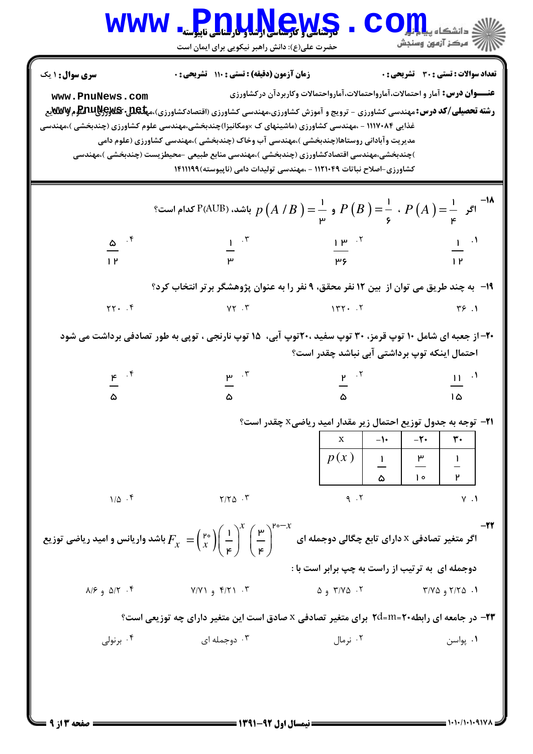**سری سوال:** ۱ یک

**زمان آزمون (دقیقه) : تستی : ۱۱۰ تشریحی : ۰**

**تعداد سوالات : تستی : ۳۰ تشریحی : ۰**

**عنـــوان درس:** آمار و احتمالات،آماروحتمالات،آماروحتمالات وکاربردآن درکشاورزی

**رشته تحصیلی/کد درس:** مهندسی کشاورزی - ترویج و آموزش کشاورزی،مهندسی کشاورزی (اقتصادکشاورزی)،مهندسی کشاورزی علوم و صنایع غذایی ۱۱۱۷۰۸۴ - ،مهندسی کشاورزی (ماشینهای ک ×ومکانیزا)چندبخشی،مهندسی علوم کشاورزی (چندبخشی )،مهندسی مدیریت وآبادانی روستاها(چندبخشی )،مهندسی آب وخاک (چندبخشی )،مهندسی کشاورزی (علوم دامی )چندبخشی،مهندسی اقتصادکشاورزی (چندبخشی )،مهندسی منابع طبیعی -محیطزیست (چندبخشی )،مهندسی کشاورزی-اصلاح نباتات ۱۱۲۱۰۴۹ - ،مهندسی تولیدات دامی (ناپیوسته)۱۴۱۱۱۹۹

---

**۱۸-** اگر $P(A)=\frac{1}{4}$ ، $P(B)=\frac{1}{6}$ و $p(A/B)=\frac{1}{3}$ باشد، P(AUB) کدام است؟

۱. $\frac{1}{12}$ ۲. $\frac{13}{36}$ ۳. $\frac{1}{3}$ ۴. $\frac{5}{12}$

**۱۹-** به چند طریق می توان از بین ۱۲ نفر محقق، ۹ نفر را به عنوان پژوهشگر برتر انتخاب کرد؟

۱. ۳۶ ۲. ۱۳۲۰ ۳. ۷۲ ۴. ۲۲۰

**۲۰-** از جعبه ای شامل ۱۰ توپ قرمز، ۳۰ توپ سفید ،۲۰توپ آبی، ۱۵ توپ نارنجی ، توپی به طور تصادفی برداشت می شود احتمال اینکه توپ برداشتی آبی نباشد چقدر است؟

۱. $\frac{11}{15}$ ۲. $\frac{2}{5}$ ۳. $\frac{3}{5}$ ۴. $\frac{4}{5}$

**۲۱-** توجه به جدول توزیع احتمال زیر مقدار امید ریاضیx چقدر است؟

| x | ۱۰- | ۲۰- | ۳۰ |
|---|---|---|---|
| $p(x)$ | $\frac{1}{5}$ | $\frac{3}{10}$ | $\frac{1}{2}$ |

۱. ۷ ۲. ۹ ۳. ۲/۲۵ ۴. ۱/۵

**۲۲-** اگر متغیر تصادفی x دارای تابع چگالی دوجمله ای $F_x=\binom{20}{x}\left(\frac{1}{4}\right)^x\left(\frac{3}{4}\right)^{20-x}$ باشد واریانس و امید ریاضی توزیع دوجمله ای به ترتیب از راست به چپ برابر است با :

۱. ۲/۲۵ و ۳/۷۵ ۲. ۳/۷۵ و ۵ ۳. ۴/۲۱ و ۷/۷۱ ۴. ۵/۲ و ۸/۶

**۲۳-** در جامعه ای رابطه۲۰=2d=m برای متغیر تصادفی x صادق است این متغیر دارای چه توزیعی است؟

۱. پواسن ۲. نرمال ۳. دوجمله ای ۴. برنولی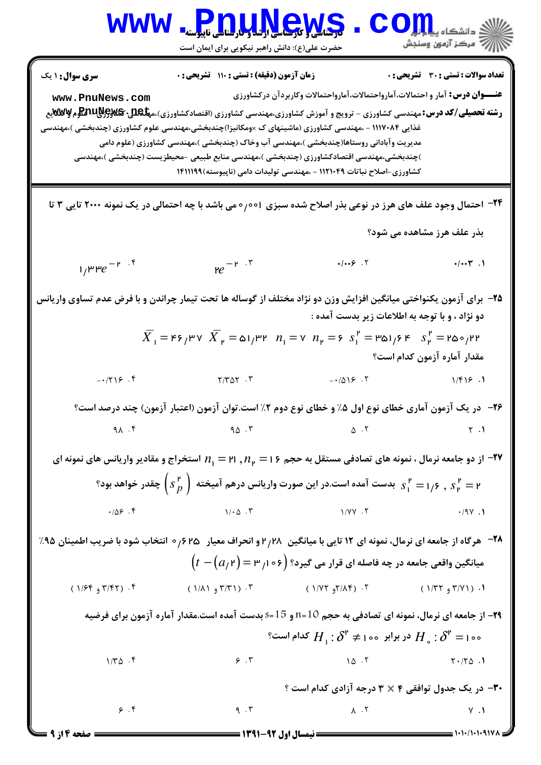**سری سوال:** ۱ یک　　**زمان آزمون (دقیقه) : تستی :** ۱۱۰ **تشریحی :** ۰　　**تعداد سوالات : تستی :** ۳۰ **تشریحی :** ۰

**عنـــوان درس:** آمار و احتمالات،آمارواحتمالات،آمارواحتمالات وکاربردآن درکشاورزی

**رشته تحصیلی/کد درس:** مهندسی کشاورزی - ترویج و آموزش کشاورزی،مهندسی کشاورزی (اقتصادکشاورزی)،مهندسی کشاورزی (علوم و صنایع غذایی ۱۱۱۷۰۸۴ - ،مهندسی کشاورزی (ماشینهای ک ×ومکانیزا)چندبخشی،مهندسی علوم کشاورزی (چندبخشی )،مهندسی مدیریت وآبادانی روستاها(چندبخشی )،مهندسی آب وخاک (چندبخشی )،مهندسی کشاورزی (علوم دامی )چندبخشی،مهندسی اقتصادکشاورزی (چندبخشی )،مهندسی منابع طبیعی -محیطزیست (چندبخشی )،مهندسی کشاورزی-اصلاح نباتات ۱۱۲۱۰۴۹ - ،مهندسی تولیدات دامی (ناپیوسته)۱۴۱۱۱۹۹

---

۲۴- احتمال وجود علف های هرز در نوعی بذر اصلاح شده سبزی ۰/۰۰۱ می باشد با چه احتمالی در یک نمونه ۲۰۰۰ تایی ۳ تا بذر علف هرز مشاهده می شود؟

۱. ۰/۰۰۳　　۲. ۰/۰۰۶　　۳. $2e^{-2}$　　۴. $1/33e^{-2}$

۲۵- برای آزمون یکنواختی میانگین افزایش وزن دو نژاد مختلف از گوساله ها تحت تیمار چراندن و با فرض عدم تساوی واریانس دو نژاد ، و با توجه به اطلاعات زیر بدست آمده :

$$\overline{X}_1 = 46/37 \quad \overline{X}_2 = 51/32 \quad n_1 = 7 \quad n_2 = 6 \quad s_1^2 = 351/64 \quad s_2^2 = 250/22$$

مقدار آماره آزمون کدام است؟

۱. ۱/۴۱۶　　۲. ۰/۵۱۶-　　۳. ۲/۳۵۲　　۴. ۰/۲۱۶-

۲۶- در یک آزمون آماری خطای نوع اول ۵٪ و خطای نوع دوم ۲٪ است.توان آزمون (اعتبار آزمون) چند درصد است؟

۱. ۲　　۲. ۵　　۳. ۹۵　　۴. ۹۸

۲۷- از دو جامعه نرمال ، نمونه های تصادفی مستقل به حجم $n_1 = 21$ , $n_2 = 16$ استخراج و مقادیر واریانس های نمونه ای $s_1^2 = 1/6$ , $s_2^2 = 2$ بدست آمده است.در این صورت واریانس درهم آمیخته $\left(s_p^2\right)$ چقدر خواهد بود؟

۱. ۰/۹۷　　۲. ۱/۷۷　　۳. ۱/۰۵　　۴. ۰/۵۶

۲۸- هرگاه از جامعه ای نرمال، نمونه ای ۱۲ تایی با میانگین ۲/۲۸ و انحراف معیار ۰/۶۲۵ انتخاب شود با ضریب اطمینان ۹۵٪ میانگین واقعی جامعه در چه فاصله ای قرار می گیرد؟ $\left(t - (a/2) = 3/106\right)$

۱. (۳/۷۱ و ۱/۳۲)　　۲. (۲/۸۴ و ۱/۷۲)　　۳. (۳/۳۱ و ۱/۸۱)　　۴. (۳/۴۲ و ۱/۶۴)

۲۹- از جامعه ای نرمال، نمونه ای تصادفی به حجم n=10 و s=15 بدست آمده است.مقدار آماره آزمون برای فرضیه $H_0 : \delta^2 = 100$ در برابر $H_1 : \delta^2 \neq 100$ کدام است؟

۱. ۲۰/۲۵　　۲. ۱۵　　۳. ۶　　۴. ۱/۳۵

۳۰- در یک جدول توافقی ۴ × ۳ درجه آزادی کدام است ؟

۱. ۷　　۲. ۸　　۳. ۹　　۴. ۶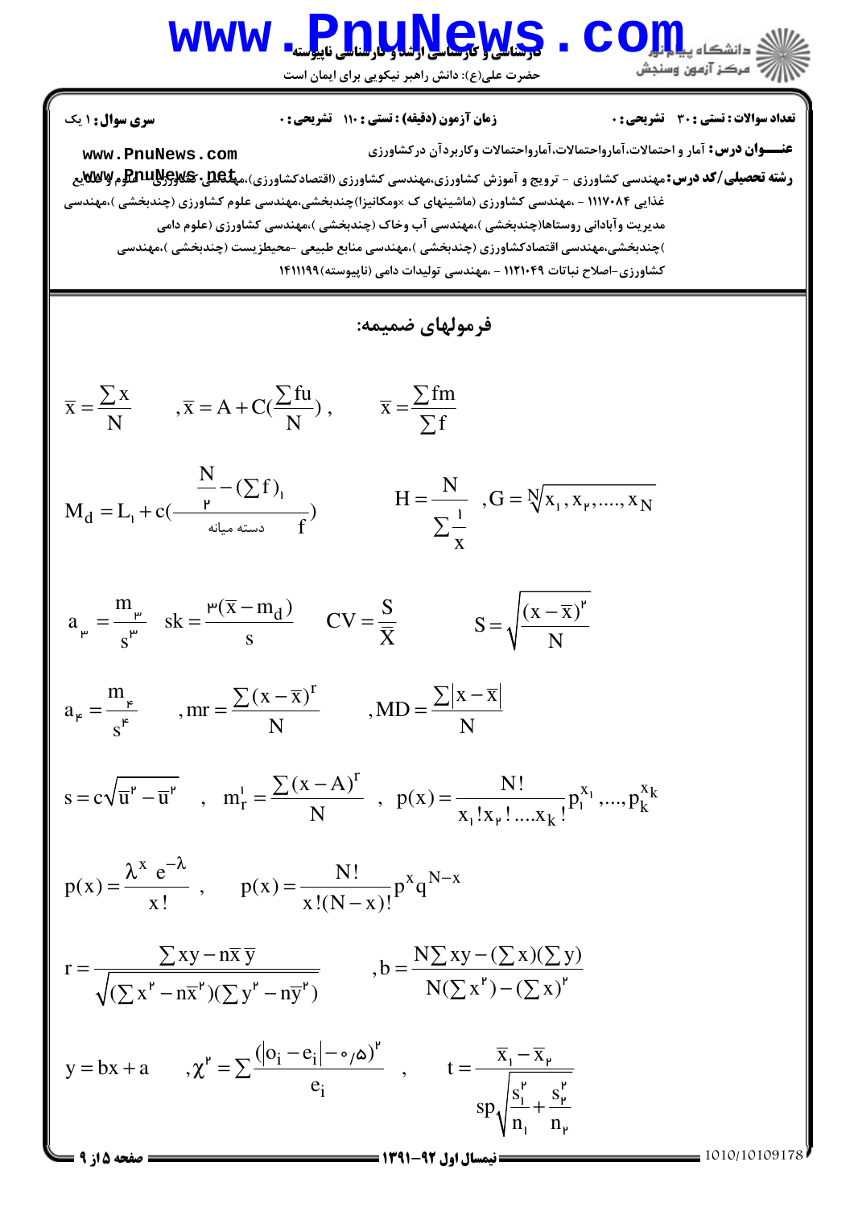**تعداد سوالات : تستی : ۳۰ تشریحی : ۰** **زمان آزمون (دقیقه) : تستی : ۱۱۰ تشریحی : ۰** **سری سوال : ۱ یک**

**عنـــوان درس:** آمار و احتمالات، آمارواحتمالات، آمارواحتمالات وکاربردآن درکشاورزی

**رشته تحصیلی/کد درس:** مهندسی کشاورزی - ترویج و آموزش کشاورزی، مهندسی کشاورزی (اقتصادکشاورزی)، مهندسی کشاورزی - علوم و صنایع غذایی ۱۱۱۷۰۸۴ - ، مهندسی کشاورزی (ماشینهای ک ×ومکانیزا) چندبخشی، مهندسی علوم کشاورزی (چندبخشی)، مهندسی مدیریت وآبادانی روستاها(چندبخشی)، مهندسی آب وخاک (چندبخشی)، مهندسی کشاورزی (علوم دامی )چندبخشی، مهندسی اقتصادکشاورزی (چندبخشی)، مهندسی منابع طبیعی -محیطزیست (چندبخشی)، مهندسی کشاورزی-اصلاح نباتات ۱۱۲۱۰۴۹ - ، مهندسی تولیدات دامی (ناپیوسته)۱۴۱۱۱۹۹

## فرمولهای ضمیمه:

$$\bar{x} = \frac{\sum x}{N} \qquad , \bar{x} = A + C\left(\frac{\sum fu}{N}\right), \qquad \bar{x} = \frac{\sum fm}{\sum f}$$

$$M_d = L_1 + c\left(\frac{\frac{N}{2} - (\sum f)_1}{f_{\text{دسته میانه}}}\right) \qquad H = \frac{N}{\sum \frac{1}{x}} \quad , G = \sqrt[N]{x_1, x_2, \dots, x_N}$$

$$a_3 = \frac{m_3}{s^3} \quad sk = \frac{3(\bar{x} - m_d)}{s} \qquad CV = \frac{S}{\bar{X}} \qquad S = \sqrt{\frac{(x - \bar{x})^2}{N}}$$

$$a_4 = \frac{m_4}{s^4} \qquad , mr = \frac{\sum (x - \bar{x})^r}{N} \qquad , MD = \frac{\sum |x - \bar{x}|}{N}$$

$$s = c\sqrt{\bar{u}^2 - \bar{u}^2} \quad , \quad m'_r = \frac{\sum (x - A)^r}{N} \quad , \quad p(x) = \frac{N!}{x_1! x_2! \dots x_k!} p_1^{x_1}, \dots, p_k^{x_k}$$

$$p(x) = \frac{\lambda^x e^{-\lambda}}{x!} \quad , \qquad p(x) = \frac{N!}{x!(N-x)!} p^x q^{N-x}$$

$$r = \frac{\sum xy - n\bar{x}\bar{y}}{\sqrt{(\sum x^2 - n\bar{x}^2)(\sum y^2 - n\bar{y}^2)}} \qquad , b = \frac{N\sum xy - (\sum x)(\sum y)}{N(\sum x^2) - (\sum x)^2}$$

$$y = bx + a \qquad , \chi^2 = \sum \frac{(|o_i - e_i| - 0.5)^2}{e_i} \quad , \qquad t = \frac{\bar{x}_1 - \bar{x}_2}{sp\sqrt{\frac{s_1^2}{n_1} + \frac{s_2^2}{n_2}}}$$

نیمسال اول ۹۲-۱۳۹۱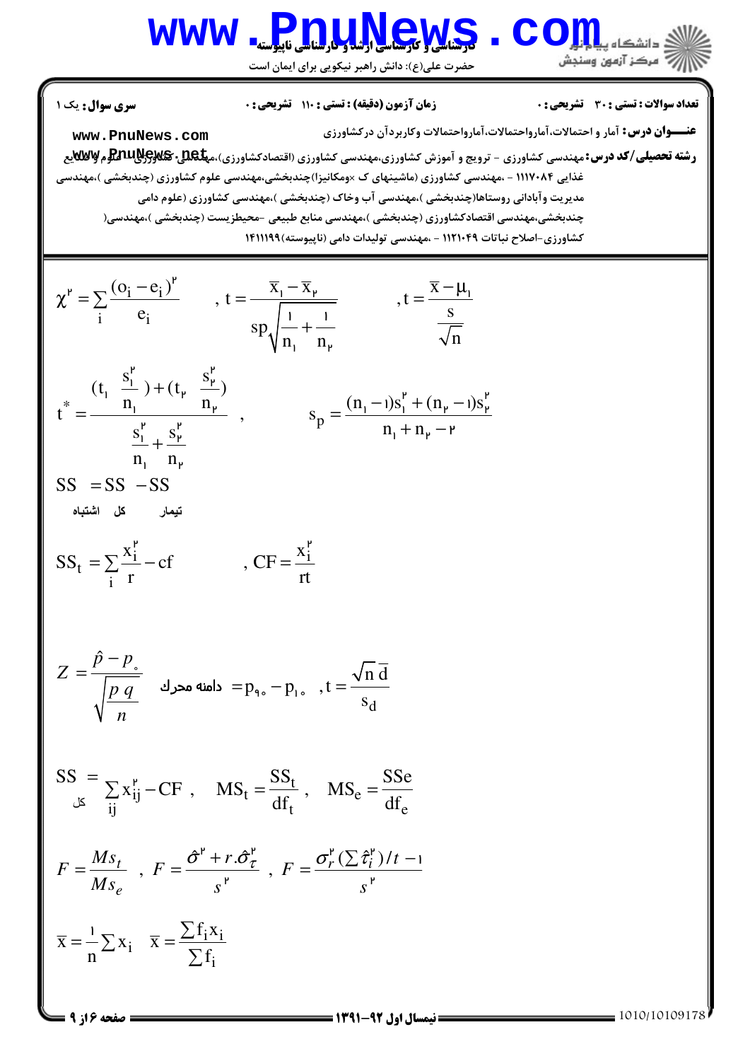**تعداد سوالات : تستی : ۳۰  تشریحی : ۰**  **زمان آزمون (دقیقه) : تستی : ۱۱۰  تشریحی : ۰**  **سری سوال : یک ۱**

**عنـــوان درس:** آمار و احتمالات،آمارواحتمالات،آمارواحتمالات وکاربردآن درکشاورزی

**رشته تحصیلی/کد درس:** مهندسی کشاورزی - ترویج و آموزش کشاورزی،مهندسی کشاورزی (اقتصادکشاورزی)،مهندسی کشاورزی - علوم و صنایع غذایی ۱۱۱۷۰۸۴ - ،مهندسی کشاورزی (ماشینهای ک ×ومکانیزا)چندبخشی،مهندسی علوم کشاورزی (چندبخشی )،مهندسی مدیریت وآبادانی روستاها(چندبخشی )،مهندسی آب وخاک (چندبخشی )،مهندسی کشاورزی (علوم دامی چندبخشی،مهندسی اقتصادکشاورزی (چندبخشی )،مهندسی منابع طبیعی -محیطزیست (چندبخشی )،مهندسی( کشاورزی-اصلاح نباتات ۱۱۲۱۰۴۹ - ،مهندسی تولیدات دامی (ناپیوسته)۱۴۱۱۱۹۹

$$\chi^2 = \sum_i \frac{(o_i - e_i)^2}{e_i} \quad , t = \frac{\overline{x}_1 - \overline{x}_2}{sp\sqrt{\frac{1}{n_1} + \frac{1}{n_2}}} \quad , t = \frac{\overline{x} - \mu_1}{\frac{s}{\sqrt{n}}}$$

$$t^* = \frac{(t_1 \ \frac{s_1^2}{n_1}) + (t_2 \ \frac{s_2^2}{n_2})}{\frac{s_1^2}{n_1} + \frac{s_2^2}{n_2}} \quad , \quad s_p = \frac{(n_1 - 1)s_1^2 + (n_2 - 1)s_2^2}{n_1 + n_2 - 2}$$

$$SS_{\text{تیمار}} = SS_{\text{کل}} - SS_{\text{اشتباه}}$$

$$SS_t = \sum_i \frac{x_i^2}{r} - cf \quad , CF = \frac{x_i^2}{rt}$$

$$Z = \frac{\hat{p} - p_{\circ}}{\sqrt{\frac{p\,q}{n}}} \quad \text{دامنه محرک} = p_{9\circ} - p_{1\circ} \quad , t = \frac{\sqrt{n}\,\overline{d}}{s_d}$$

$$SS_{\text{کل}} = \sum_{ij} x_{ij}^2 - CF \ , \quad MS_t = \frac{SS_t}{df_t} \ , \quad MS_e = \frac{SSe}{df_e}$$

$$F = \frac{Ms_t}{Ms_e} \ , \ F = \frac{\hat{\sigma}^2 + r.\hat{\sigma}_\tau^2}{s^2} \ , \ F = \frac{\sigma_r^2 (\sum \hat{\tau}_i^2)/t - 1}{s^2}$$

$$\overline{x} = \frac{1}{n}\sum x_i \quad \overline{x} = \frac{\sum f_i x_i}{\sum f_i}$$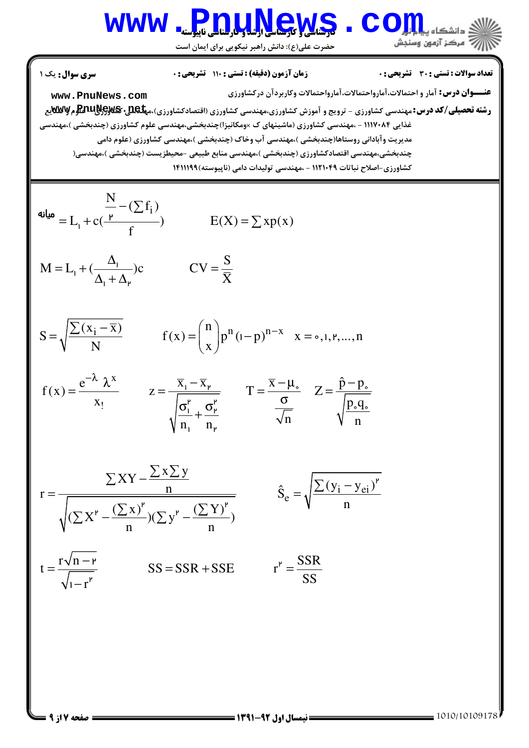سری سوال: یک ۱

زمان آزمون (دقیقه) : تستی : ۱۱۰ تشریحی : ۰

تعداد سوالات : تستی : ۳۰ تشریحی : ۰

**عنـــوان درس:** آمار و احتمالات،آماروحتمالات،آماروحتمالات وکاربردآن درکشاورزی

**رشته تحصیلی/کد درس:** مهندسی کشاورزی - ترویج و آموزش کشاورزی،مهندسی کشاورزی (اقتصادکشاورزی)،مهندسی کشاورزی - علوم و صنایع غذایی ۱۱۱۷۰۸۴ - ،مهندسی کشاورزی (ماشینهای ک ×ومکانیزا)چندبخشی،مهندسی علوم کشاورزی (چندبخشی )،مهندسی مدیریت وآبادانی روستاها(چندبخشی )،مهندسی آب وخاک (چندبخشی )،مهندسی کشاورزی (علوم دامی چندبخشی،مهندسی اقتصادکشاورزی (چندبخشی )،مهندسی منابع طبیعی -محیطزیست (چندبخشی )،مهندسی( کشاورزی-اصلاح نباتات ۱۱۲۱۰۴۹ - ،مهندسی تولیدات دامی (ناپیوسته)۱۴۱۱۱۹۹

$$\text{میانه} = L_1 + c\left(\frac{\frac{N}{2} - (\sum f_i)}{f}\right) \qquad E(X) = \sum x p(x)$$

$$M = L_1 + \left(\frac{\Delta_1}{\Delta_1 + \Delta_2}\right)c \qquad CV = \frac{S}{\bar{X}}$$

$$S = \sqrt{\frac{\sum (x_i - \bar{x})}{N}} \qquad f(x) = \binom{n}{x} p^n (1-p)^{n-x} \quad x = 0, 1, 2, \dots, n$$

$$f(x) = \frac{e^{-\lambda}\lambda^x}{x_!} \qquad z = \frac{\bar{x}_1 - \bar{x}_2}{\sqrt{\frac{\sigma_1^2}{n_1} + \frac{\sigma_2^2}{n_2}}} \qquad T = \frac{\bar{x} - \mu_0}{\frac{\sigma}{\sqrt{n}}} \qquad Z = \frac{\hat{p} - p_0}{\sqrt{\frac{p_0 q_0}{n}}}$$

$$r = \frac{\sum XY - \frac{\sum x \sum y}{n}}{\sqrt{\left(\sum X^2 - \frac{(\sum x)^2}{n}\right)\left(\sum y^2 - \frac{(\sum Y)^2}{n}\right)}} \qquad \hat{S}_e = \sqrt{\frac{\sum (y_i - y_{ei})^2}{n}}$$

$$t = \frac{r\sqrt{n-2}}{\sqrt{1-r^2}} \qquad SS = SSR + SSE \qquad r^2 = \frac{SSR}{SS}$$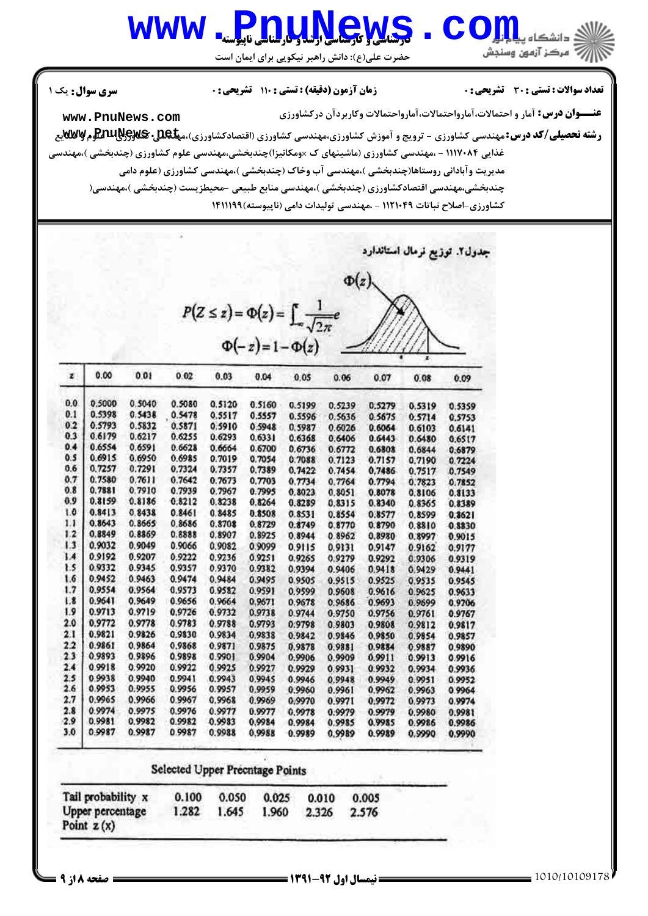**سری سؤال:** یک ۱

**زمان آزمون (دقیقه) : تستی : ۱۱۰ تشریحی : ۰**

**تعداد سوالات : تستی : ۳۰ تشریحی : ۰**

**عنـــوان درس:** آمار و احتمالات،آماراحتمالات وکاربردآن درکشاورزی

**رشته تحصیلی/کد درس:** مهندسی کشاورزی - ترویج و آموزش کشاورزی،مهندسی کشاورزی (اقتصادکشاورزی)،مهندسی کشاورزی (علوم و صنایع غذایی ۱۱۱۷۰۸۴ - ،مهندسی کشاورزی (ماشینهای ک ×ومکانیزا)چندبخشی،مهندسی علوم کشاورزی (چندبخشی )،مهندسی مدیریت وآبادانی روستاها(چندبخشی )،مهندسی آب وخاک (چندبخشی )،مهندسی کشاورزی (علوم دامی چندبخشی،مهندسی اقتصادکشاورزی (چندبخشی )،مهندسی منابع طبیعی -محیطزیست (چندبخشی )،مهندسی( کشاورزی-اصلاح نباتات ۱۱۲۱۰۴۹ - ،مهندسی تولیدات دامی (ناپیوسته)۱۴۱۱۱۹۹

جدول۲. توزیع نرمال استاندارد

$$P(Z \le z) = \Phi(z) = \int_{-\infty}^{z} \frac{1}{\sqrt{2\pi}} e$$

$$\Phi(-z) = 1 - \Phi(z)$$

| z | 0.00 | 0.01 | 0.02 | 0.03 | 0.04 | 0.05 | 0.06 | 0.07 | 0.08 | 0.09 |
|---|---|---|---|---|---|---|---|---|---|---|
| 0.0 | 0.5000 | 0.5040 | 0.5080 | 0.5120 | 0.5160 | 0.5199 | 0.5239 | 0.5279 | 0.5319 | 0.5359 |
| 0.1 | 0.5398 | 0.5438 | 0.5478 | 0.5517 | 0.5557 | 0.5596 | 0.5636 | 0.5675 | 0.5714 | 0.5753 |
| 0.2 | 0.5793 | 0.5832 | 0.5871 | 0.5910 | 0.5948 | 0.5987 | 0.6026 | 0.6064 | 0.6103 | 0.6141 |
| 0.3 | 0.6179 | 0.6217 | 0.6255 | 0.6293 | 0.6331 | 0.6368 | 0.6406 | 0.6443 | 0.6480 | 0.6517 |
| 0.4 | 0.6554 | 0.6591 | 0.6628 | 0.6664 | 0.6700 | 0.6736 | 0.6772 | 0.6808 | 0.6844 | 0.6879 |
| 0.5 | 0.6915 | 0.6950 | 0.6985 | 0.7019 | 0.7054 | 0.7088 | 0.7123 | 0.7157 | 0.7190 | 0.7224 |
| 0.6 | 0.7257 | 0.7291 | 0.7324 | 0.7357 | 0.7389 | 0.7422 | 0.7454 | 0.7486 | 0.7517 | 0.7549 |
| 0.7 | 0.7580 | 0.7611 | 0.7642 | 0.7673 | 0.7703 | 0.7734 | 0.7764 | 0.7794 | 0.7823 | 0.7852 |
| 0.8 | 0.7881 | 0.7910 | 0.7939 | 0.7967 | 0.7995 | 0.8023 | 0.8051 | 0.8078 | 0.8106 | 0.8133 |
| 0.9 | 0.8159 | 0.8186 | 0.8212 | 0.8238 | 0.8264 | 0.8289 | 0.8315 | 0.8340 | 0.8365 | 0.8389 |
| 1.0 | 0.8413 | 0.8438 | 0.8461 | 0.8485 | 0.8508 | 0.8531 | 0.8554 | 0.8577 | 0.8599 | 0.8621 |
| 1.1 | 0.8643 | 0.8665 | 0.8686 | 0.8708 | 0.8729 | 0.8749 | 0.8770 | 0.8790 | 0.8810 | 0.8830 |
| 1.2 | 0.8849 | 0.8869 | 0.8888 | 0.8907 | 0.8925 | 0.8944 | 0.8962 | 0.8980 | 0.8997 | 0.9015 |
| 1.3 | 0.9032 | 0.9049 | 0.9066 | 0.9082 | 0.9099 | 0.9115 | 0.9131 | 0.9147 | 0.9162 | 0.9177 |
| 1.4 | 0.9192 | 0.9207 | 0.9222 | 0.9236 | 0.9251 | 0.9265 | 0.9279 | 0.9292 | 0.9306 | 0.9319 |
| 1.5 | 0.9332 | 0.9345 | 0.9357 | 0.9370 | 0.9382 | 0.9394 | 0.9406 | 0.9418 | 0.9429 | 0.9441 |
| 1.6 | 0.9452 | 0.9463 | 0.9474 | 0.9484 | 0.9495 | 0.9505 | 0.9515 | 0.9525 | 0.9535 | 0.9545 |
| 1.7 | 0.9554 | 0.9564 | 0.9573 | 0.9582 | 0.9591 | 0.9599 | 0.9608 | 0.9616 | 0.9625 | 0.9633 |
| 1.8 | 0.9641 | 0.9649 | 0.9656 | 0.9664 | 0.9671 | 0.9678 | 0.9686 | 0.9693 | 0.9699 | 0.9706 |
| 1.9 | 0.9713 | 0.9719 | 0.9726 | 0.9732 | 0.9738 | 0.9744 | 0.9750 | 0.9756 | 0.9761 | 0.9767 |
| 2.0 | 0.9772 | 0.9778 | 0.9783 | 0.9788 | 0.9793 | 0.9798 | 0.9803 | 0.9808 | 0.9812 | 0.9817 |
| 2.1 | 0.9821 | 0.9826 | 0.9830 | 0.9834 | 0.9838 | 0.9842 | 0.9846 | 0.9850 | 0.9854 | 0.9857 |
| 2.2 | 0.9861 | 0.9864 | 0.9868 | 0.9871 | 0.9875 | 0.9878 | 0.9881 | 0.9884 | 0.9887 | 0.9890 |
| 2.3 | 0.9893 | 0.9896 | 0.9898 | 0.9901 | 0.9904 | 0.9906 | 0.9909 | 0.9911 | 0.9913 | 0.9916 |
| 2.4 | 0.9918 | 0.9920 | 0.9922 | 0.9925 | 0.9927 | 0.9929 | 0.9931 | 0.9932 | 0.9934 | 0.9936 |
| 2.5 | 0.9938 | 0.9940 | 0.9941 | 0.9943 | 0.9945 | 0.9946 | 0.9948 | 0.9949 | 0.9951 | 0.9952 |
| 2.6 | 0.9953 | 0.9955 | 0.9956 | 0.9957 | 0.9959 | 0.9960 | 0.9961 | 0.9962 | 0.9963 | 0.9964 |
| 2.7 | 0.9965 | 0.9966 | 0.9967 | 0.9968 | 0.9969 | 0.9970 | 0.9971 | 0.9972 | 0.9973 | 0.9974 |
| 2.8 | 0.9974 | 0.9975 | 0.9976 | 0.9977 | 0.9977 | 0.9978 | 0.9979 | 0.9979 | 0.9980 | 0.9981 |
| 2.9 | 0.9981 | 0.9982 | 0.9982 | 0.9983 | 0.9984 | 0.9984 | 0.9985 | 0.9985 | 0.9986 | 0.9986 |
| 3.0 | 0.9987 | 0.9987 | 0.9987 | 0.9988 | 0.9988 | 0.9989 | 0.9989 | 0.9989 | 0.9990 | 0.9990 |

Selected Upper Precntage Points

| Tail probability x | 0.100 | 0.050 | 0.025 | 0.010 | 0.005 |
|---|---|---|---|---|---|
| Upper percentage Point z (x) | 1.282 | 1.645 | 1.960 | 2.326 | 2.576 |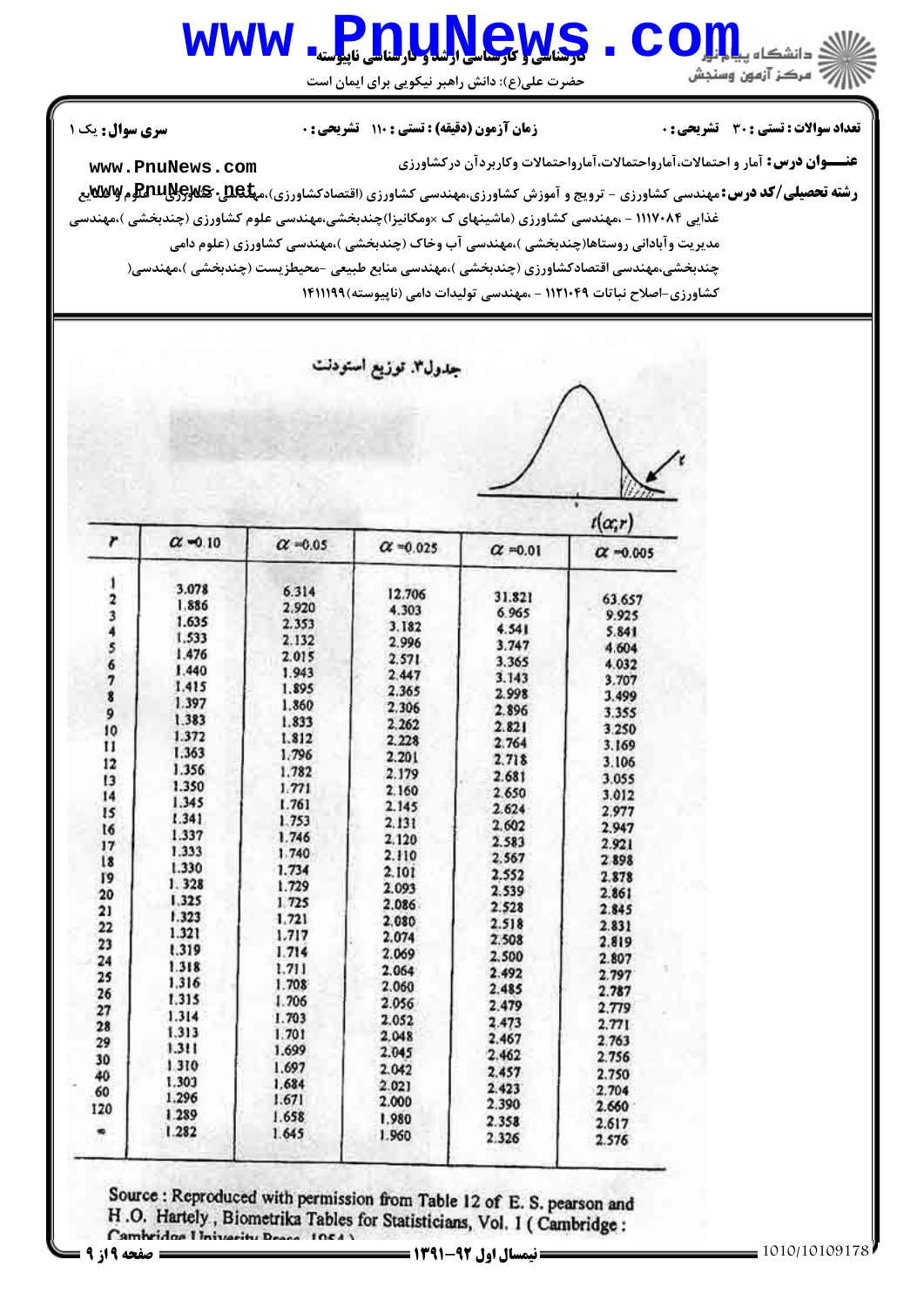تعداد سوالات : تستی : ۳۰ تشریحی : ۰ | زمان آزمون (دقیقه) : تستی : ۱۱۰ تشریحی : ۰ | سری سوال : یک ۱

**عنـــوان درس:** آمار و احتمالات،آماراحتمالات،آماراحتمالات وکاربردآن درکشاورزی

**رشته تحصیلی/کد درس:** مهندسی کشاورزی - ترویج و آموزش کشاورزی،مهندسی کشاورزی (اقتصادکشاورزی)،مهندسی کشاورزی (علوم و صنایع غذایی ۱۱۱۷۰۸۴ - ،مهندسی کشاورزی (ماشینهای ک ×ومکانیزا)چندبخشی،مهندسی علوم کشاورزی (چندبخشی )،مهندسی مدیریت وآبادانی روستاها(چندبخشی )،مهندسی آب وخاک (چندبخشی )،مهندسی کشاورزی (علوم دامی چندبخشی،مهندسی اقتصادکشاورزی (چندبخشی )،مهندسی منابع طبیعی -محیطزیست (چندبخشی )،مهندسی( کشاورزی-اصلاح نباتات ۱۱۲۱۰۴۹ - ،مهندسی تولیدات دامی (ناپیوسته)۱۴۱۱۱۹۹

## جدول۳. توزیع استودنت

$t(\alpha;r)$

| $r$ | $\alpha=0.10$ | $\alpha=0.05$ | $\alpha=0.025$ | $\alpha=0.01$ | $\alpha=0.005$ |
|---|---|---|---|---|---|
| 1 | 3.078 | 6.314 | 12.706 | 31.821 | 63.657 |
| 2 | 1.886 | 2.920 | 4.303 | 6.965 | 9.925 |
| 3 | 1.635 | 2.353 | 3.182 | 4.541 | 5.841 |
| 4 | 1.533 | 2.132 | 2.996 | 3.747 | 4.604 |
| 5 | 1.476 | 2.015 | 2.571 | 3.365 | 4.032 |
| 6 | 1.440 | 1.943 | 2.447 | 3.143 | 3.707 |
| 7 | 1.415 | 1.895 | 2.365 | 2.998 | 3.499 |
| 8 | 1.397 | 1.860 | 2.306 | 2.896 | 3.355 |
| 9 | 1.383 | 1.833 | 2.262 | 2.821 | 3.250 |
| 10 | 1.372 | 1.812 | 2.228 | 2.764 | 3.169 |
| 11 | 1.363 | 1.796 | 2.201 | 2.718 | 3.106 |
| 12 | 1.356 | 1.782 | 2.179 | 2.681 | 3.055 |
| 13 | 1.350 | 1.771 | 2.160 | 2.650 | 3.012 |
| 14 | 1.345 | 1.761 | 2.145 | 2.624 | 2.977 |
| 15 | 1.341 | 1.753 | 2.131 | 2.602 | 2.947 |
| 16 | 1.337 | 1.746 | 2.120 | 2.583 | 2.921 |
| 17 | 1.333 | 1.740 | 2.110 | 2.567 | 2.898 |
| 18 | 1.330 | 1.734 | 2.101 | 2.552 | 2.878 |
| 19 | 1.328 | 1.729 | 2.093 | 2.539 | 2.861 |
| 20 | 1.325 | 1.725 | 2.086 | 2.528 | 2.845 |
| 21 | 1.323 | 1.721 | 2.080 | 2.518 | 2.831 |
| 22 | 1.321 | 1.717 | 2.074 | 2.508 | 2.819 |
| 23 | 1.319 | 1.714 | 2.069 | 2.500 | 2.807 |
| 24 | 1.318 | 1.711 | 2.064 | 2.492 | 2.797 |
| 25 | 1.316 | 1.708 | 2.060 | 2.485 | 2.787 |
| 26 | 1.315 | 1.706 | 2.056 | 2.479 | 2.779 |
| 27 | 1.314 | 1.703 | 2.052 | 2.473 | 2.771 |
| 28 | 1.313 | 1.701 | 2.048 | 2.467 | 2.763 |
| 29 | 1.311 | 1.699 | 2.045 | 2.462 | 2.756 |
| 30 | 1.310 | 1.697 | 2.042 | 2.457 | 2.750 |
| 40 | 1.303 | 1.684 | 2.021 | 2.423 | 2.704 |
| 60 | 1.296 | 1.671 | 2.000 | 2.390 | 2.660 |
| 120 | 1.289 | 1.658 | 1.980 | 2.358 | 2.617 |
| ∞ | 1.282 | 1.645 | 1.960 | 2.326 | 2.576 |

Source : Reproduced with permission from Table 12 of E. S. pearson and H.O. Hartely , Biometrika Tables for Statisticians, Vol. I ( Cambridge : Cambridge University Press, 1954 )